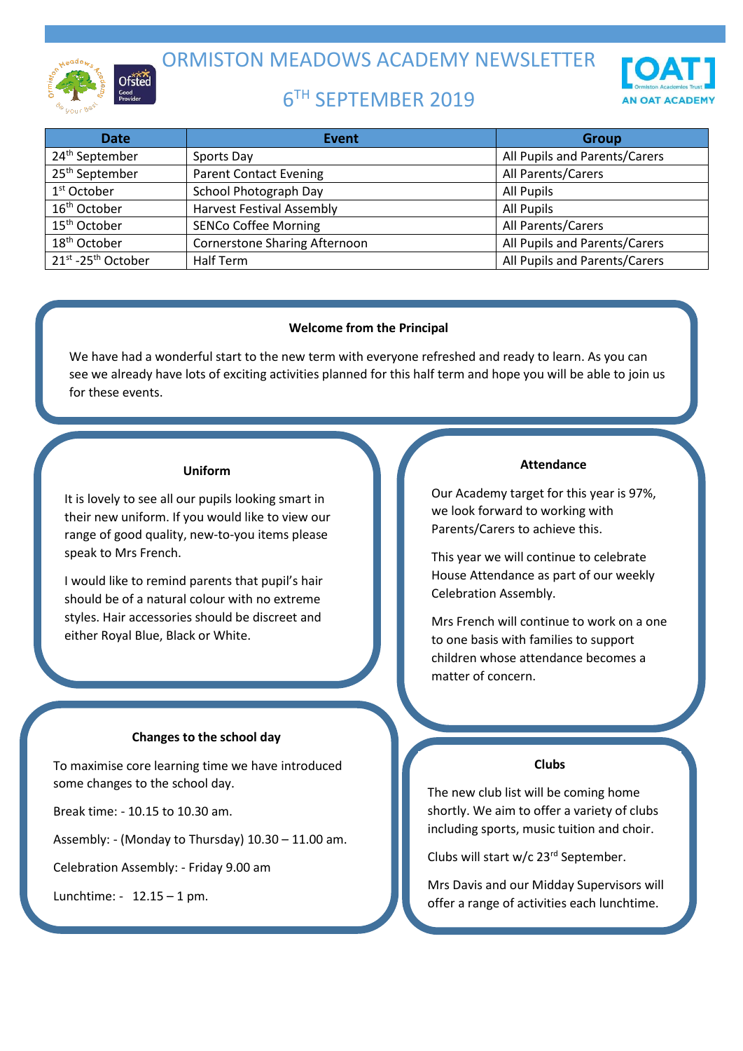# ORMISTON MEADOWS ACADEMY NEWSLETTER

## 6TH SEPTEMBER 2019

| Date | Event | Group |
|---|---|---|
| 24th September | Sports Day | All Pupils and Parents/Carers |
| 25th September | Parent Contact Evening | All Parents/Carers |
| 1st October | School Photograph Day | All Pupils |
| 16th October | Harvest Festival Assembly | All Pupils |
| 15th October | SENCo Coffee Morning | All Parents/Carers |
| 18th October | Cornerstone Sharing Afternoon | All Pupils and Parents/Carers |
| 21st -25th October | Half Term | All Pupils and Parents/Carers |

### Welcome from the Principal

We have had a wonderful start to the new term with everyone refreshed and ready to learn. As you can see we already have lots of exciting activities planned for this half term and hope you will be able to join us for these events.

### Uniform

It is lovely to see all our pupils looking smart in their new uniform. If you would like to view our range of good quality, new-to-you items please speak to Mrs French.

I would like to remind parents that pupil's hair should be of a natural colour with no extreme styles. Hair accessories should be discreet and either Royal Blue, Black or White.

### Attendance

Our Academy target for this year is 97%, we look forward to working with Parents/Carers to achieve this.

This year we will continue to celebrate House Attendance as part of our weekly Celebration Assembly.

Mrs French will continue to work on a one to one basis with families to support children whose attendance becomes a matter of concern.

### Changes to the school day

To maximise core learning time we have introduced some changes to the school day.

Break time: - 10.15 to 10.30 am.

Assembly: - (Monday to Thursday) 10.30 – 11.00 am.

Celebration Assembly: - Friday 9.00 am

Lunchtime: - 12.15 – 1 pm.

### Clubs

The new club list will be coming home shortly. We aim to offer a variety of clubs including sports, music tuition and choir.

Clubs will start w/c 23rd September.

Mrs Davis and our Midday Supervisors will offer a range of activities each lunchtime.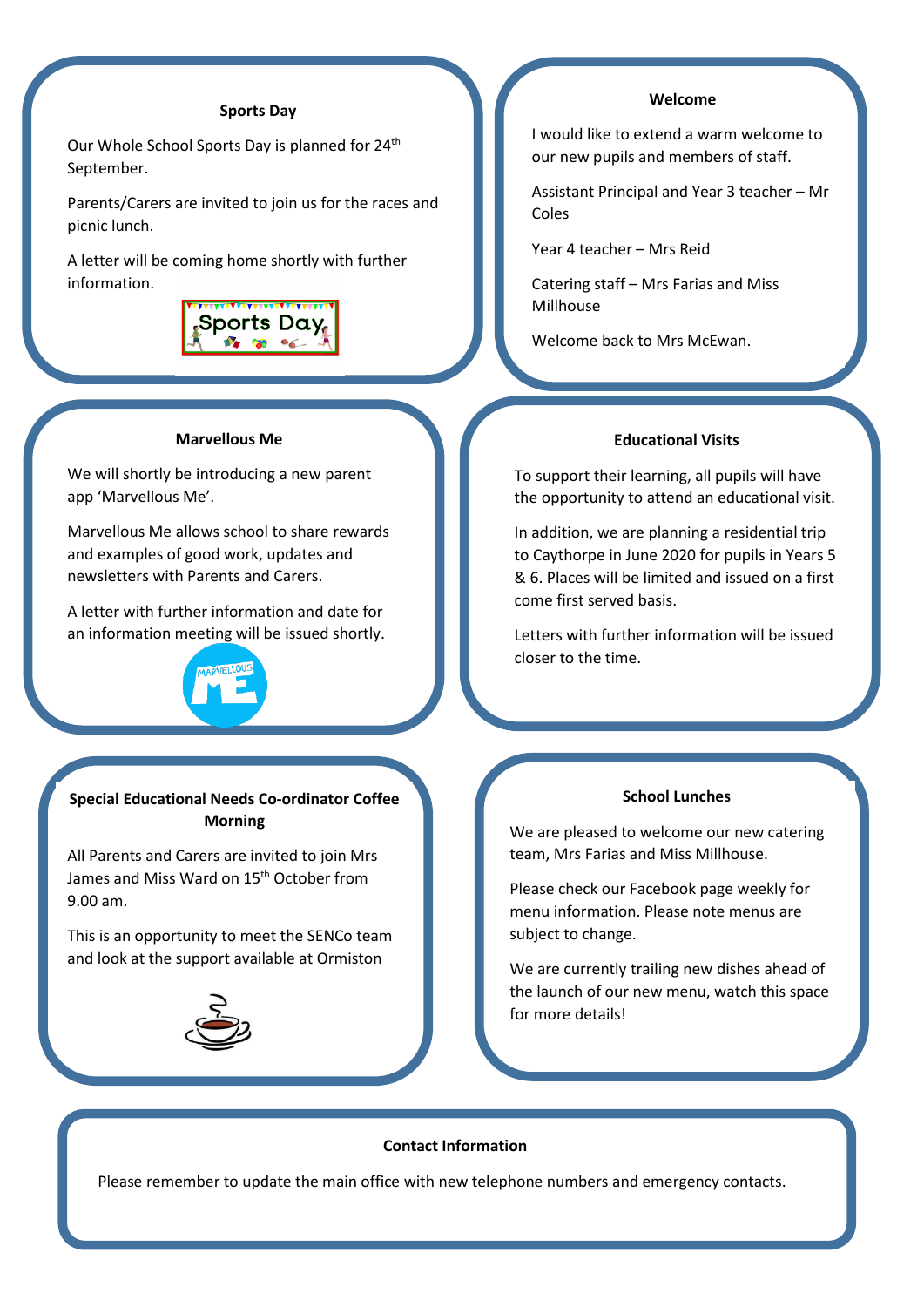## Sports Day

Our Whole School Sports Day is planned for 24th September.

Parents/Carers are invited to join us for the races and picnic lunch.

A letter will be coming home shortly with further information.

## Welcome

I would like to extend a warm welcome to our new pupils and members of staff.

Assistant Principal and Year 3 teacher – Mr Coles

Year 4 teacher – Mrs Reid

Catering staff – Mrs Farias and Miss Millhouse

Welcome back to Mrs McEwan.

## Marvellous Me

We will shortly be introducing a new parent app 'Marvellous Me'.

Marvellous Me allows school to share rewards and examples of good work, updates and newsletters with Parents and Carers.

A letter with further information and date for an information meeting will be issued shortly.

## Educational Visits

To support their learning, all pupils will have the opportunity to attend an educational visit.

In addition, we are planning a residential trip to Caythorpe in June 2020 for pupils in Years 5 & 6. Places will be limited and issued on a first come first served basis.

Letters with further information will be issued closer to the time.

## Special Educational Needs Co-ordinator Coffee Morning

All Parents and Carers are invited to join Mrs James and Miss Ward on 15th October from 9.00 am.

This is an opportunity to meet the SENCo team and look at the support available at Ormiston

## School Lunches

We are pleased to welcome our new catering team, Mrs Farias and Miss Millhouse.

Please check our Facebook page weekly for menu information. Please note menus are subject to change.

We are currently trailing new dishes ahead of the launch of our new menu, watch this space for more details!

## Contact Information

Please remember to update the main office with new telephone numbers and emergency contacts.